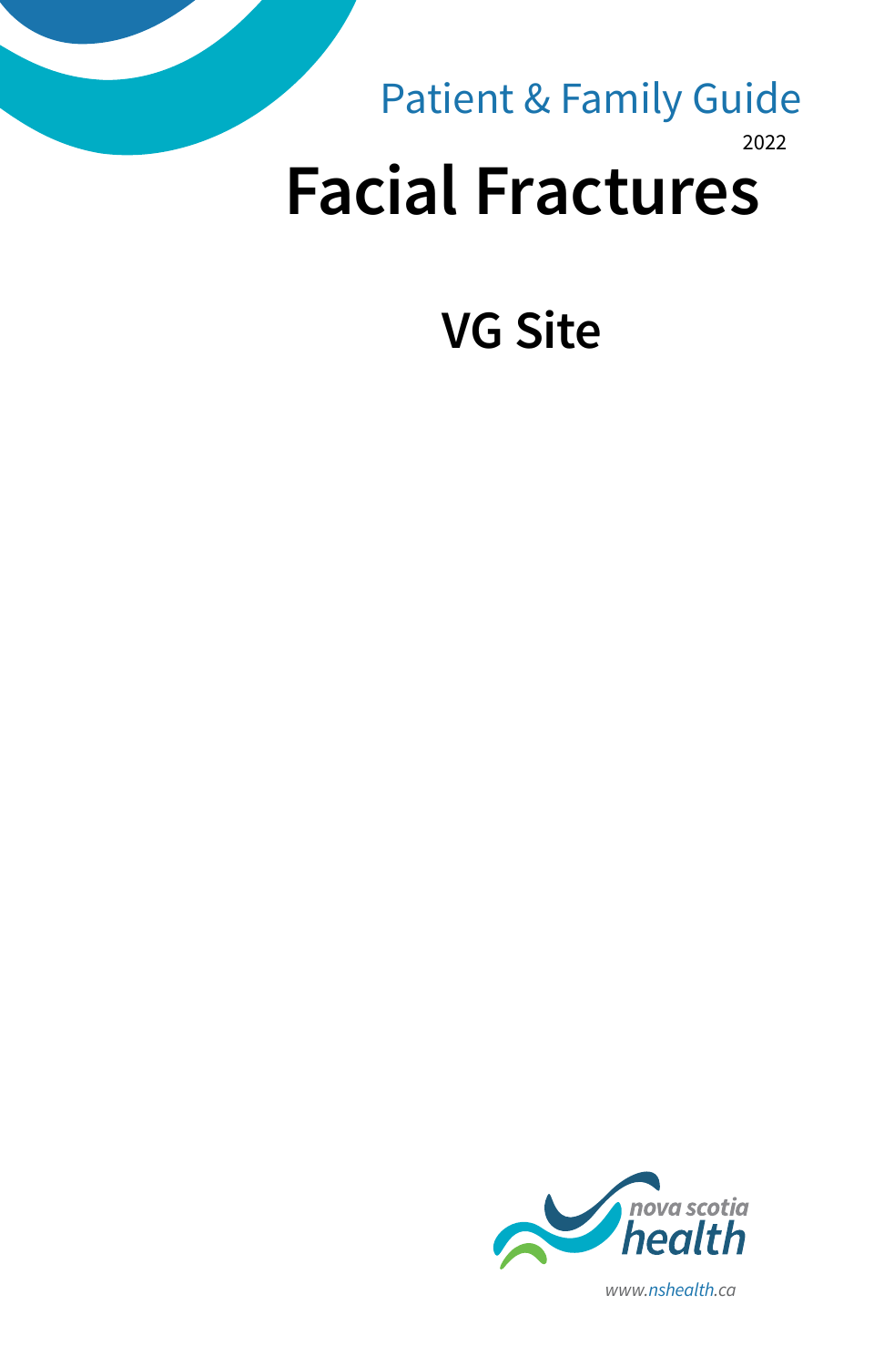Patient & Family Guide

2022

# Facial Fractures

## VG Site

nova scotia health

www.nshealth.ca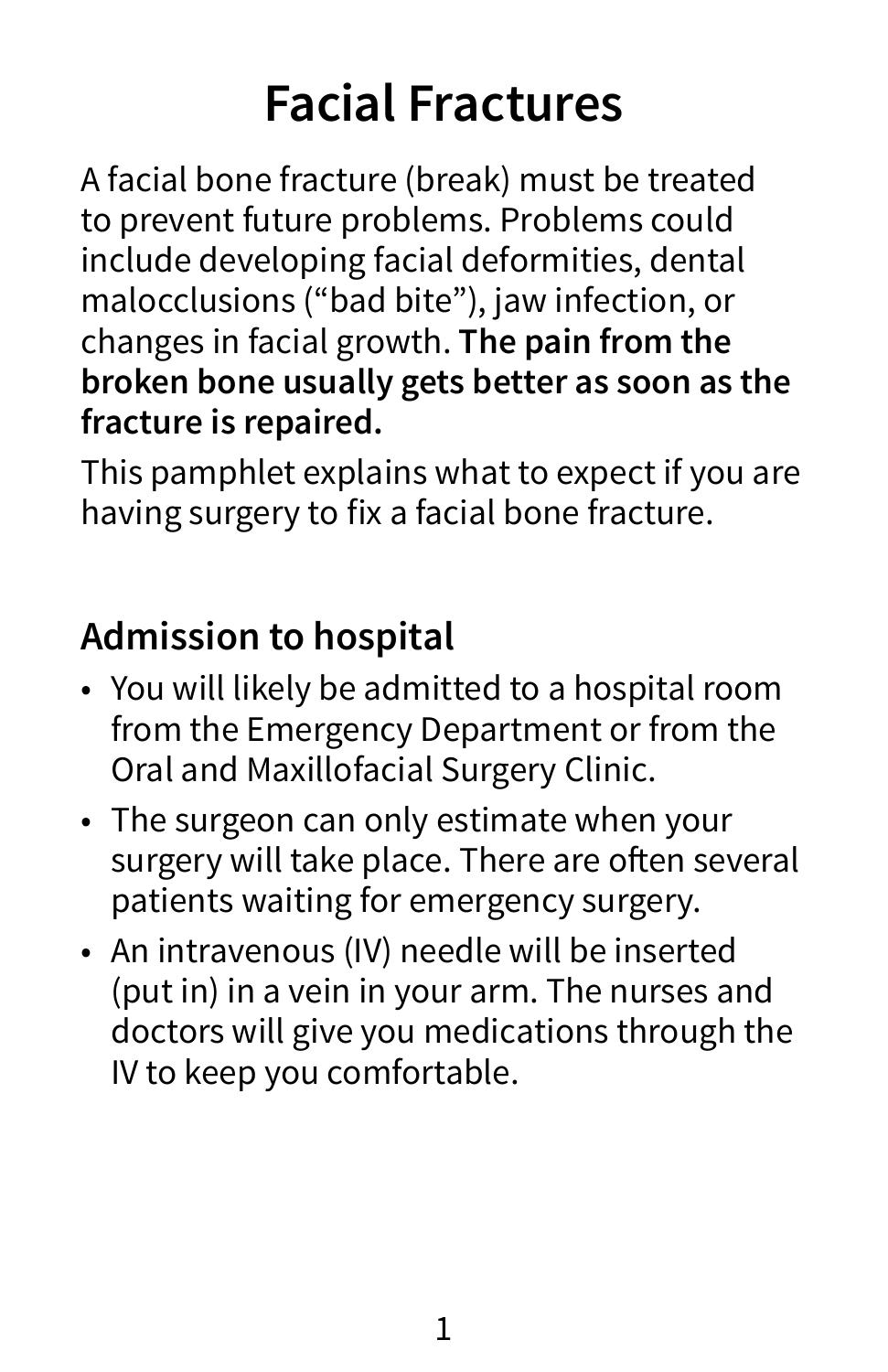# Facial Fractures

A facial bone fracture (break) must be treated to prevent future problems. Problems could include developing facial deformities, dental malocclusions (“bad bite”), jaw infection, or changes in facial growth. **The pain from the broken bone usually gets better as soon as the fracture is repaired.**

This pamphlet explains what to expect if you are having surgery to fix a facial bone fracture.

## Admission to hospital

- You will likely be admitted to a hospital room from the Emergency Department or from the Oral and Maxillofacial Surgery Clinic.
- The surgeon can only estimate when your surgery will take place. There are often several patients waiting for emergency surgery.
- An intravenous (IV) needle will be inserted (put in) in a vein in your arm. The nurses and doctors will give you medications through the IV to keep you comfortable.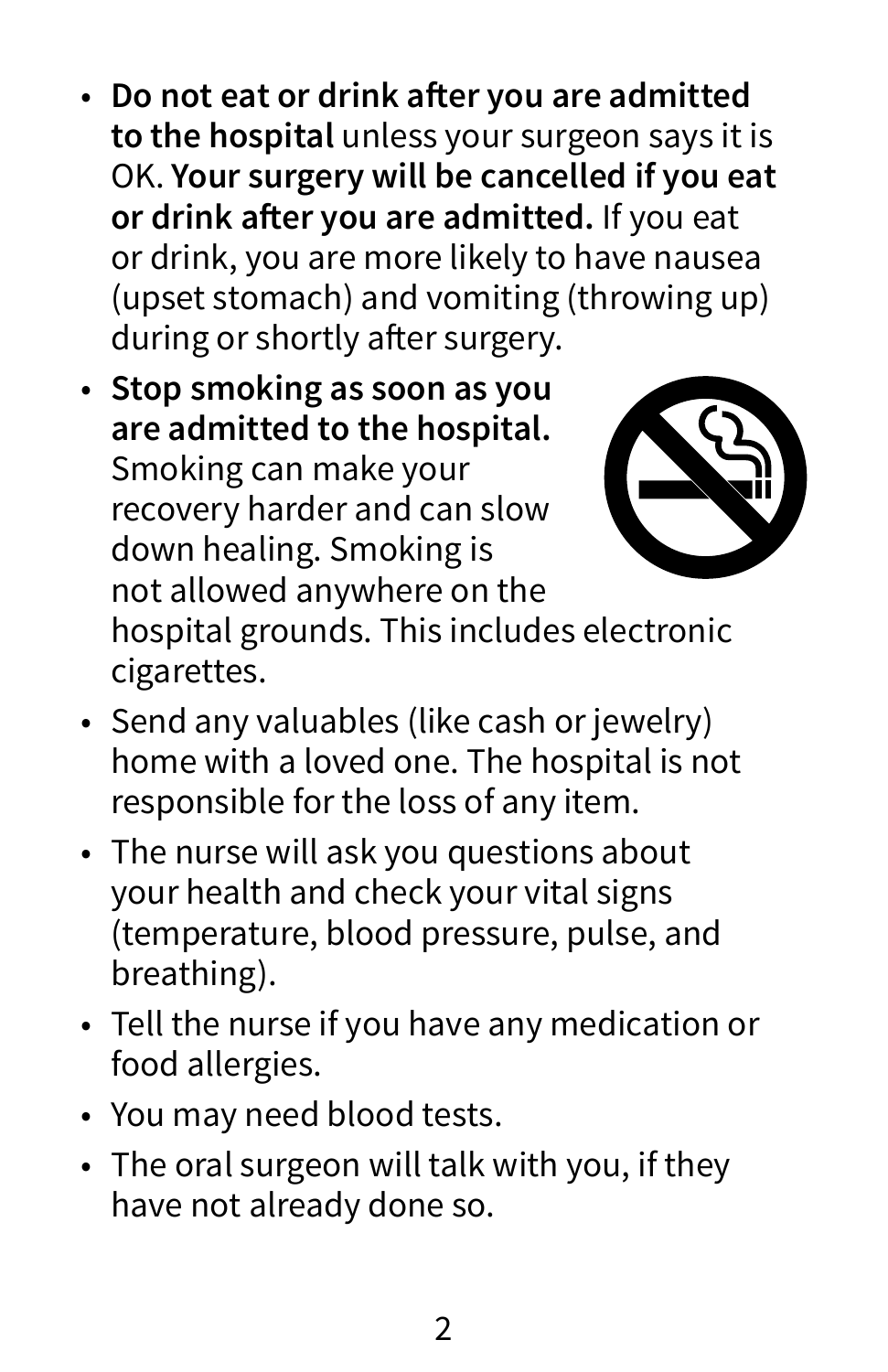- **Do not eat or drink after you are admitted to the hospital** unless your surgeon says it is OK. **Your surgery will be cancelled if you eat or drink after you are admitted.** If you eat or drink, you are more likely to have nausea (upset stomach) and vomiting (throwing up) during or shortly after surgery.
- **Stop smoking as soon as you are admitted to the hospital.** Smoking can make your recovery harder and can slow down healing. Smoking is not allowed anywhere on the hospital grounds. This includes electronic cigarettes.
- Send any valuables (like cash or jewelry) home with a loved one. The hospital is not responsible for the loss of any item.
- The nurse will ask you questions about your health and check your vital signs (temperature, blood pressure, pulse, and breathing).
- Tell the nurse if you have any medication or food allergies.
- You may need blood tests.
- The oral surgeon will talk with you, if they have not already done so.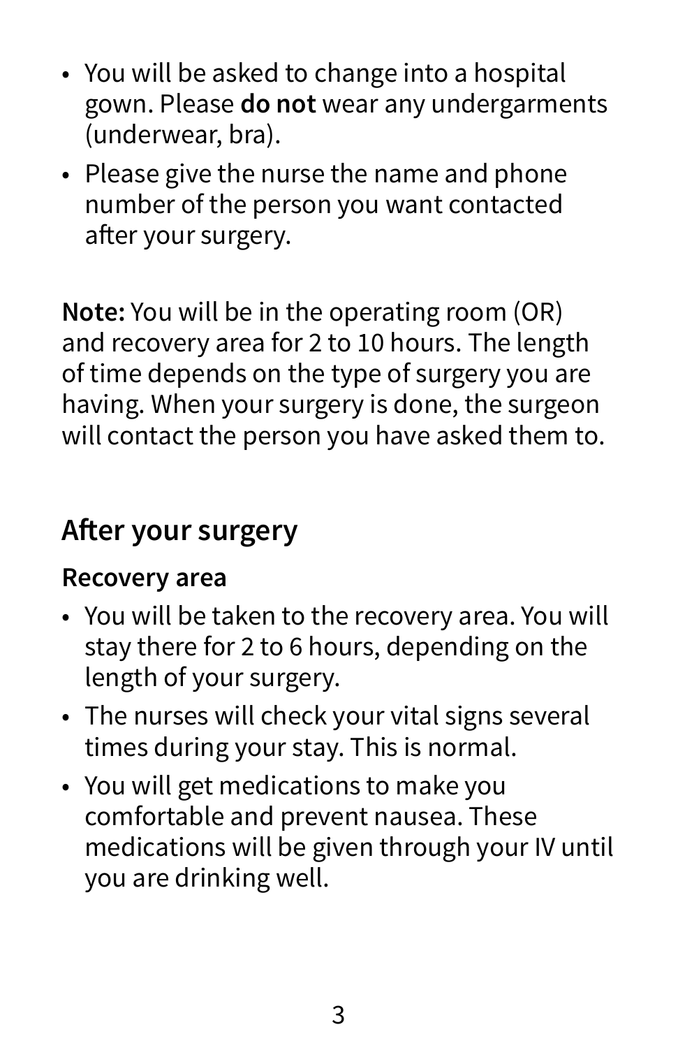- You will be asked to change into a hospital gown. Please **do not** wear any undergarments (underwear, bra).
- Please give the nurse the name and phone number of the person you want contacted after your surgery.

**Note:** You will be in the operating room (OR) and recovery area for 2 to 10 hours. The length of time depends on the type of surgery you are having. When your surgery is done, the surgeon will contact the person you have asked them to.

## After your surgery

### Recovery area

- You will be taken to the recovery area. You will stay there for 2 to 6 hours, depending on the length of your surgery.
- The nurses will check your vital signs several times during your stay. This is normal.
- You will get medications to make you comfortable and prevent nausea. These medications will be given through your IV until you are drinking well.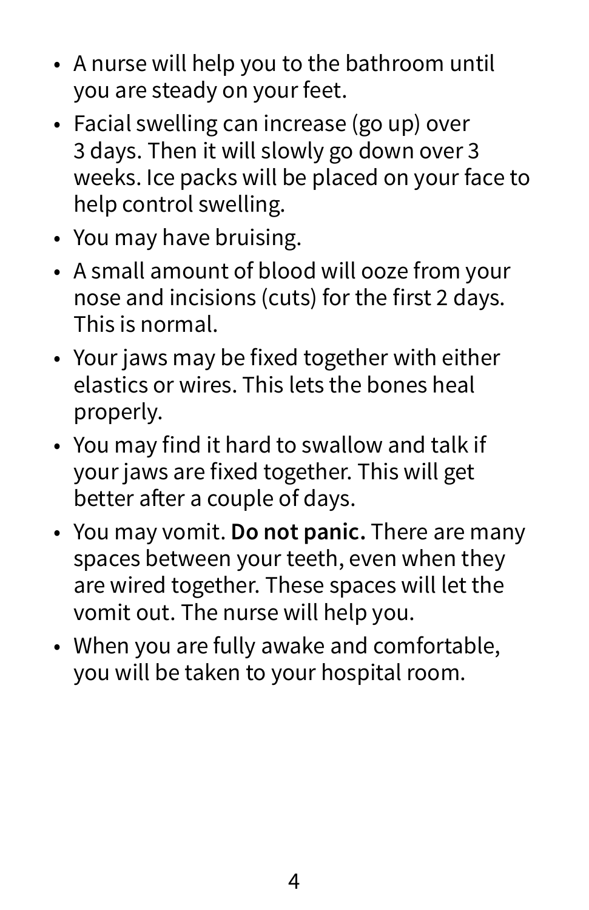- A nurse will help you to the bathroom until you are steady on your feet.
- Facial swelling can increase (go up) over 3 days. Then it will slowly go down over 3 weeks. Ice packs will be placed on your face to help control swelling.
- You may have bruising.
- A small amount of blood will ooze from your nose and incisions (cuts) for the first 2 days. This is normal.
- Your jaws may be fixed together with either elastics or wires. This lets the bones heal properly.
- You may find it hard to swallow and talk if your jaws are fixed together. This will get better after a couple of days.
- You may vomit. **Do not panic.** There are many spaces between your teeth, even when they are wired together. These spaces will let the vomit out. The nurse will help you.
- When you are fully awake and comfortable, you will be taken to your hospital room.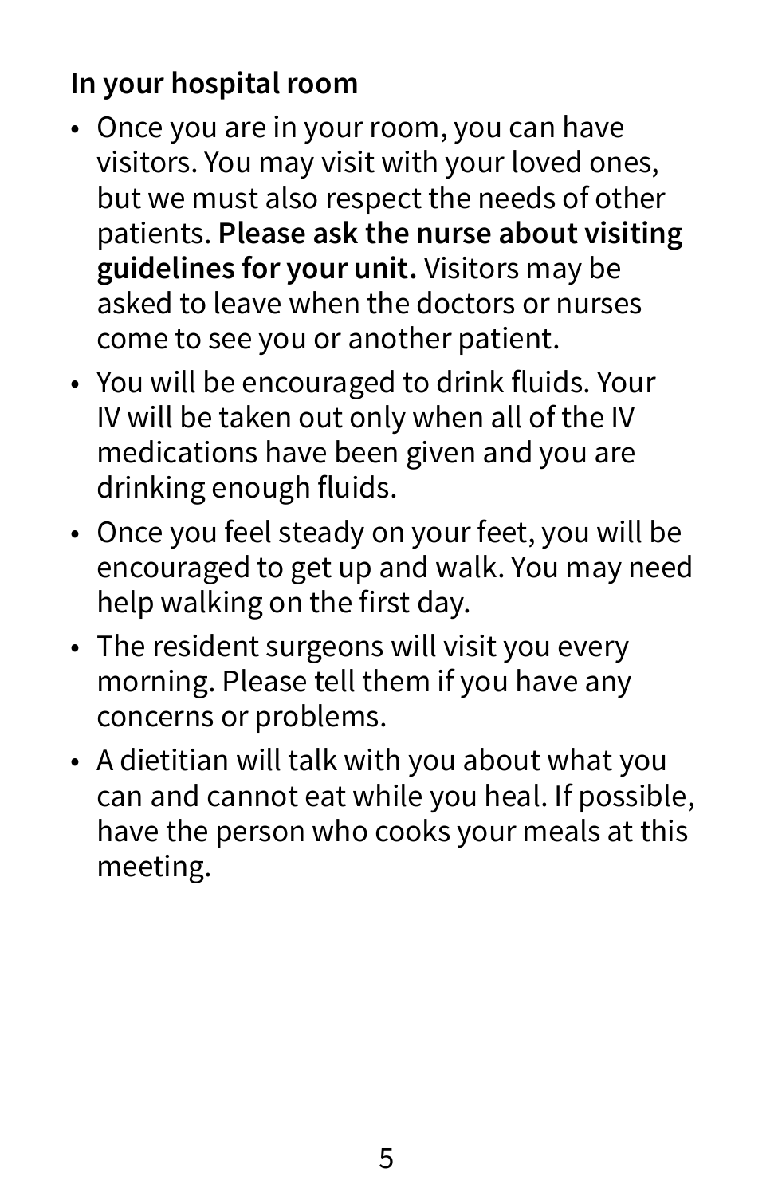**In your hospital room**

- Once you are in your room, you can have visitors. You may visit with your loved ones, but we must also respect the needs of other patients. **Please ask the nurse about visiting guidelines for your unit.** Visitors may be asked to leave when the doctors or nurses come to see you or another patient.
- You will be encouraged to drink fluids. Your IV will be taken out only when all of the IV medications have been given and you are drinking enough fluids.
- Once you feel steady on your feet, you will be encouraged to get up and walk. You may need help walking on the first day.
- The resident surgeons will visit you every morning. Please tell them if you have any concerns or problems.
- A dietitian will talk with you about what you can and cannot eat while you heal. If possible, have the person who cooks your meals at this meeting.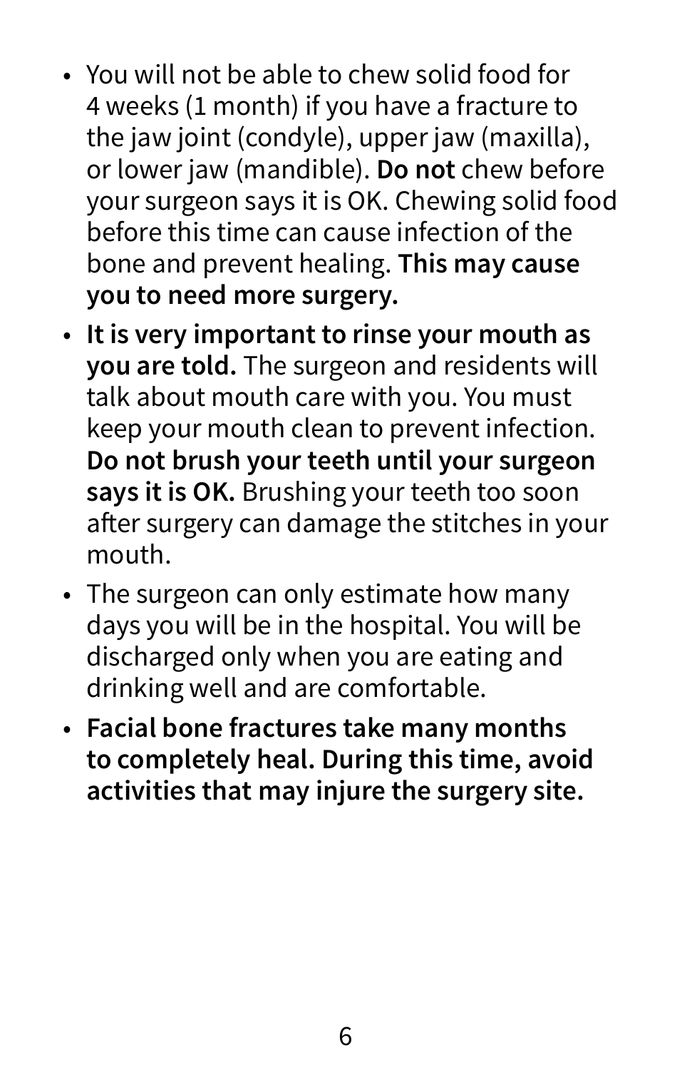- You will not be able to chew solid food for 4 weeks (1 month) if you have a fracture to the jaw joint (condyle), upper jaw (maxilla), or lower jaw (mandible). **Do not** chew before your surgeon says it is OK. Chewing solid food before this time can cause infection of the bone and prevent healing. **This may cause you to need more surgery.**
- **It is very important to rinse your mouth as you are told.** The surgeon and residents will talk about mouth care with you. You must keep your mouth clean to prevent infection. **Do not brush your teeth until your surgeon says it is OK.** Brushing your teeth too soon after surgery can damage the stitches in your mouth.
- The surgeon can only estimate how many days you will be in the hospital. You will be discharged only when you are eating and drinking well and are comfortable.
- **Facial bone fractures take many months to completely heal. During this time, avoid activities that may injure the surgery site.**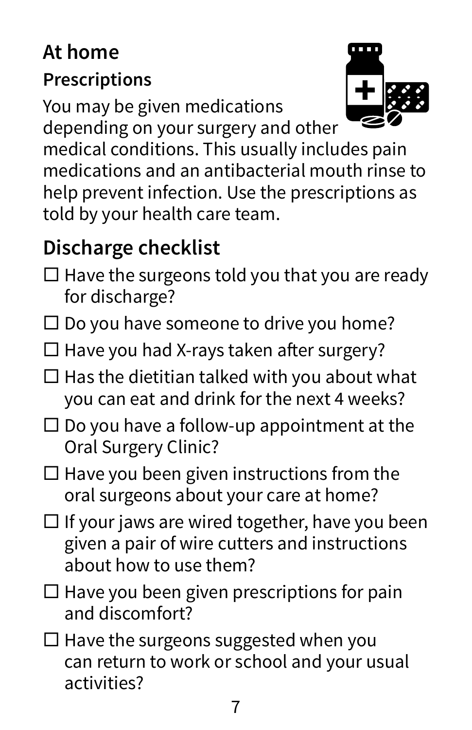## At home

### Prescriptions

You may be given medications depending on your surgery and other medical conditions. This usually includes pain medications and an antibacterial mouth rinse to help prevent infection. Use the prescriptions as told by your health care team.

## Discharge checklist

- ☐ Have the surgeons told you that you are ready for discharge?
- ☐ Do you have someone to drive you home?
- ☐ Have you had X-rays taken after surgery?
- ☐ Has the dietitian talked with you about what you can eat and drink for the next 4 weeks?
- ☐ Do you have a follow-up appointment at the Oral Surgery Clinic?
- ☐ Have you been given instructions from the oral surgeons about your care at home?
- ☐ If your jaws are wired together, have you been given a pair of wire cutters and instructions about how to use them?
- ☐ Have you been given prescriptions for pain and discomfort?
- ☐ Have the surgeons suggested when you can return to work or school and your usual activities?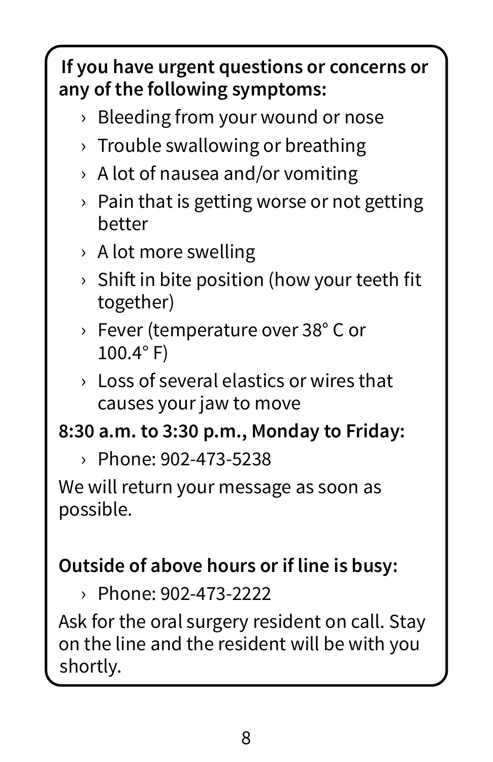**If you have urgent questions or concerns or any of the following symptoms:**

- Bleeding from your wound or nose
- Trouble swallowing or breathing
- A lot of nausea and/or vomiting
- Pain that is getting worse or not getting better
- A lot more swelling
- Shift in bite position (how your teeth fit together)
- Fever (temperature over 38° C or 100.4° F)
- Loss of several elastics or wires that causes your jaw to move

**8:30 a.m. to 3:30 p.m., Monday to Friday:**

- Phone: 902-473-5238

We will return your message as soon as possible.

**Outside of above hours or if line is busy:**

- Phone: 902-473-2222

Ask for the oral surgery resident on call. Stay on the line and the resident will be with you shortly.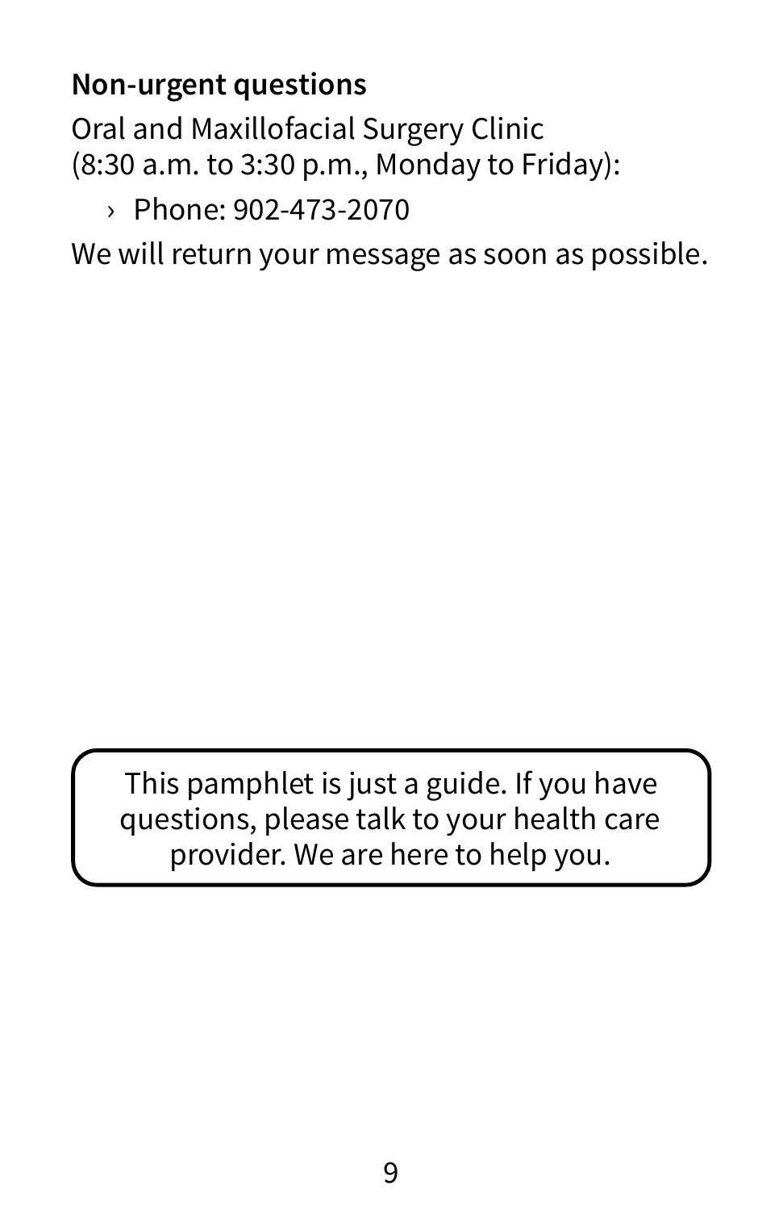**Non-urgent questions**

Oral and Maxillofacial Surgery Clinic
(8:30 a.m. to 3:30 p.m., Monday to Friday):

- Phone: 902-473-2070

We will return your message as soon as possible.

> This pamphlet is just a guide. If you have questions, please talk to your health care provider. We are here to help you.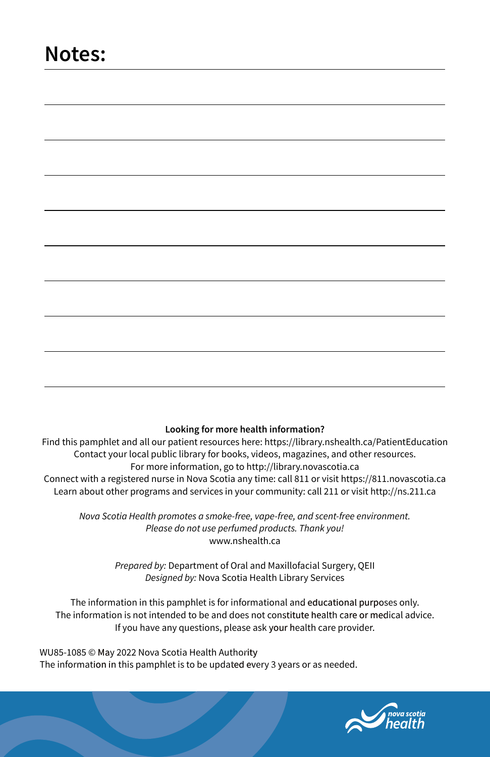# Notes:

**Looking for more health information?**

Find this pamphlet and all our patient resources here: https://library.nshealth.ca/PatientEducation
Contact your local public library for books, videos, magazines, and other resources.
For more information, go to http://library.novascotia.ca
Connect with a registered nurse in Nova Scotia any time: call 811 or visit https://811.novascotia.ca
Learn about other programs and services in your community: call 211 or visit http://ns.211.ca

*Nova Scotia Health promotes a smoke-free, vape-free, and scent-free environment.*
*Please do not use perfumed products. Thank you!*
www.nshealth.ca

*Prepared by:* Department of Oral and Maxillofacial Surgery, QEII
*Designed by:* Nova Scotia Health Library Services

The information in this pamphlet is for informational and educational purposes only.
The information is not intended to be and does not constitute health care or medical advice.
If you have any questions, please ask your health care provider.

WU85-1085 © May 2022 Nova Scotia Health Authority
The information in this pamphlet is to be updated every 3 years or as needed.

nova scotia health